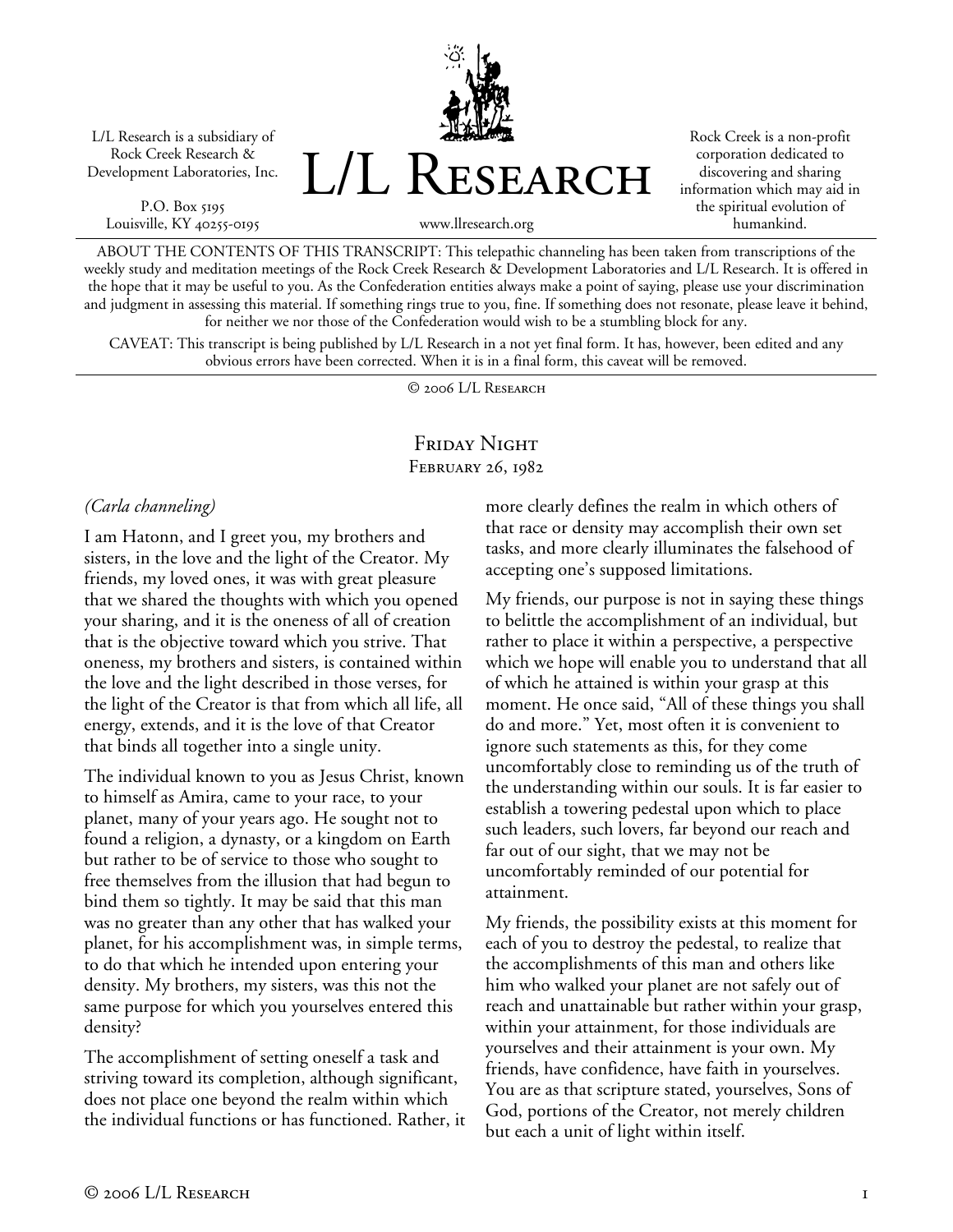L/L Research is a subsidiary of Rock Creek Research & Development Laboratories, Inc.

P.O. Box 5195
Louisville, KY 40255-0195

# L/L Research

www.llresearch.org

Rock Creek is a non-profit corporation dedicated to discovering and sharing information which may aid in the spiritual evolution of humankind.

ABOUT THE CONTENTS OF THIS TRANSCRIPT: This telepathic channeling has been taken from transcriptions of the weekly study and meditation meetings of the Rock Creek Research & Development Laboratories and L/L Research. It is offered in the hope that it may be useful to you. As the Confederation entities always make a point of saying, please use your discrimination and judgment in assessing this material. If something rings true to you, fine. If something does not resonate, please leave it behind, for neither we nor those of the Confederation would wish to be a stumbling block for any.

CAVEAT: This transcript is being published by L/L Research in a not yet final form. It has, however, been edited and any obvious errors have been corrected. When it is in a final form, this caveat will be removed.

© 2006 L/L Research

## Friday Night
### February 26, 1982

*(Carla channeling)*

I am Hatonn, and I greet you, my brothers and sisters, in the love and the light of the Creator. My friends, my loved ones, it was with great pleasure that we shared the thoughts with which you opened your sharing, and it is the oneness of all of creation that is the objective toward which you strive. That oneness, my brothers and sisters, is contained within the love and the light described in those verses, for the light of the Creator is that from which all life, all energy, extends, and it is the love of that Creator that binds all together into a single unity.

The individual known to you as Jesus Christ, known to himself as Amira, came to your race, to your planet, many of your years ago. He sought not to found a religion, a dynasty, or a kingdom on Earth but rather to be of service to those who sought to free themselves from the illusion that had begun to bind them so tightly. It may be said that this man was no greater than any other that has walked your planet, for his accomplishment was, in simple terms, to do that which he intended upon entering your density. My brothers, my sisters, was this not the same purpose for which you yourselves entered this density?

The accomplishment of setting oneself a task and striving toward its completion, although significant, does not place one beyond the realm within which the individual functions or has functioned. Rather, it more clearly defines the realm in which others of that race or density may accomplish their own set tasks, and more clearly illuminates the falsehood of accepting one's supposed limitations.

My friends, our purpose is not in saying these things to belittle the accomplishment of an individual, but rather to place it within a perspective, a perspective which we hope will enable you to understand that all of which he attained is within your grasp at this moment. He once said, "All of these things you shall do and more." Yet, most often it is convenient to ignore such statements as this, for they come uncomfortably close to reminding us of the truth of the understanding within our souls. It is far easier to establish a towering pedestal upon which to place such leaders, such lovers, far beyond our reach and far out of our sight, that we may not be uncomfortably reminded of our potential for attainment.

My friends, the possibility exists at this moment for each of you to destroy the pedestal, to realize that the accomplishments of this man and others like him who walked your planet are not safely out of reach and unattainable but rather within your grasp, within your attainment, for those individuals are yourselves and their attainment is your own. My friends, have confidence, have faith in yourselves. You are as that scripture stated, yourselves, Sons of God, portions of the Creator, not merely children but each a unit of light within itself.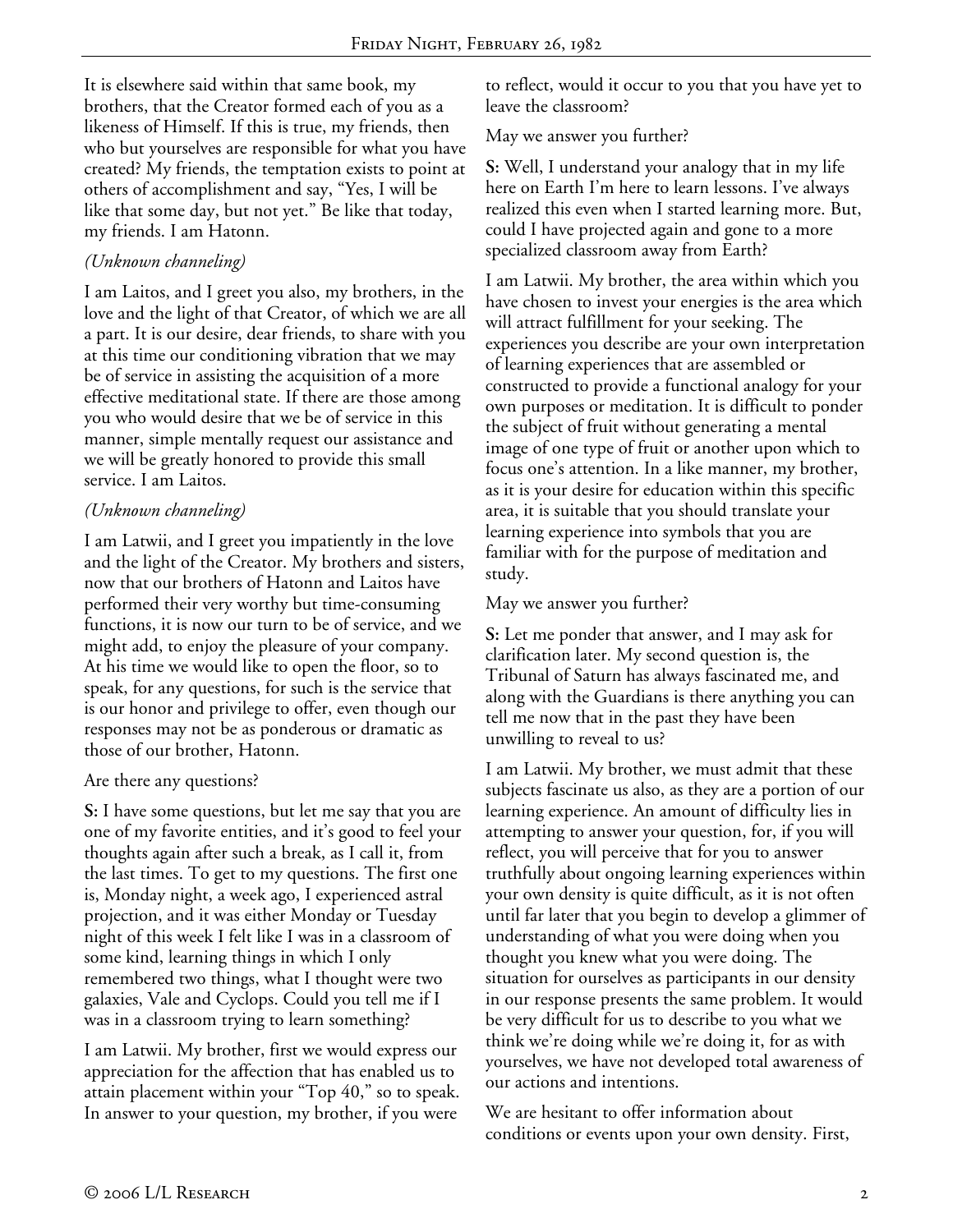It is elsewhere said within that same book, my brothers, that the Creator formed each of you as a likeness of Himself. If this is true, my friends, then who but yourselves are responsible for what you have created? My friends, the temptation exists to point at others of accomplishment and say, "Yes, I will be like that some day, but not yet." Be like that today, my friends. I am Hatonn.

*(Unknown channeling)*

I am Laitos, and I greet you also, my brothers, in the love and the light of that Creator, of which we are all a part. It is our desire, dear friends, to share with you at this time our conditioning vibration that we may be of service in assisting the acquisition of a more effective meditational state. If there are those among you who would desire that we be of service in this manner, simple mentally request our assistance and we will be greatly honored to provide this small service. I am Laitos.

*(Unknown channeling)*

I am Latwii, and I greet you impatiently in the love and the light of the Creator. My brothers and sisters, now that our brothers of Hatonn and Laitos have performed their very worthy but time-consuming functions, it is now our turn to be of service, and we might add, to enjoy the pleasure of your company. At his time we would like to open the floor, so to speak, for any questions, for such is the service that is our honor and privilege to offer, even though our responses may not be as ponderous or dramatic as those of our brother, Hatonn.

Are there any questions?

**S:** I have some questions, but let me say that you are one of my favorite entities, and it's good to feel your thoughts again after such a break, as I call it, from the last times. To get to my questions. The first one is, Monday night, a week ago, I experienced astral projection, and it was either Monday or Tuesday night of this week I felt like I was in a classroom of some kind, learning things in which I only remembered two things, what I thought were two galaxies, Vale and Cyclops. Could you tell me if I was in a classroom trying to learn something?

I am Latwii. My brother, first we would express our appreciation for the affection that has enabled us to attain placement within your "Top 40," so to speak. In answer to your question, my brother, if you were to reflect, would it occur to you that you have yet to leave the classroom?

May we answer you further?

**S:** Well, I understand your analogy that in my life here on Earth I'm here to learn lessons. I've always realized this even when I started learning more. But, could I have projected again and gone to a more specialized classroom away from Earth?

I am Latwii. My brother, the area within which you have chosen to invest your energies is the area which will attract fulfillment for your seeking. The experiences you describe are your own interpretation of learning experiences that are assembled or constructed to provide a functional analogy for your own purposes or meditation. It is difficult to ponder the subject of fruit without generating a mental image of one type of fruit or another upon which to focus one's attention. In a like manner, my brother, as it is your desire for education within this specific area, it is suitable that you should translate your learning experience into symbols that you are familiar with for the purpose of meditation and study.

May we answer you further?

**S:** Let me ponder that answer, and I may ask for clarification later. My second question is, the Tribunal of Saturn has always fascinated me, and along with the Guardians is there anything you can tell me now that in the past they have been unwilling to reveal to us?

I am Latwii. My brother, we must admit that these subjects fascinate us also, as they are a portion of our learning experience. An amount of difficulty lies in attempting to answer your question, for, if you will reflect, you will perceive that for you to answer truthfully about ongoing learning experiences within your own density is quite difficult, as it is not often until far later that you begin to develop a glimmer of understanding of what you were doing when you thought you knew what you were doing. The situation for ourselves as participants in our density in our response presents the same problem. It would be very difficult for us to describe to you what we think we're doing while we're doing it, for as with yourselves, we have not developed total awareness of our actions and intentions.

We are hesitant to offer information about conditions or events upon your own density. First,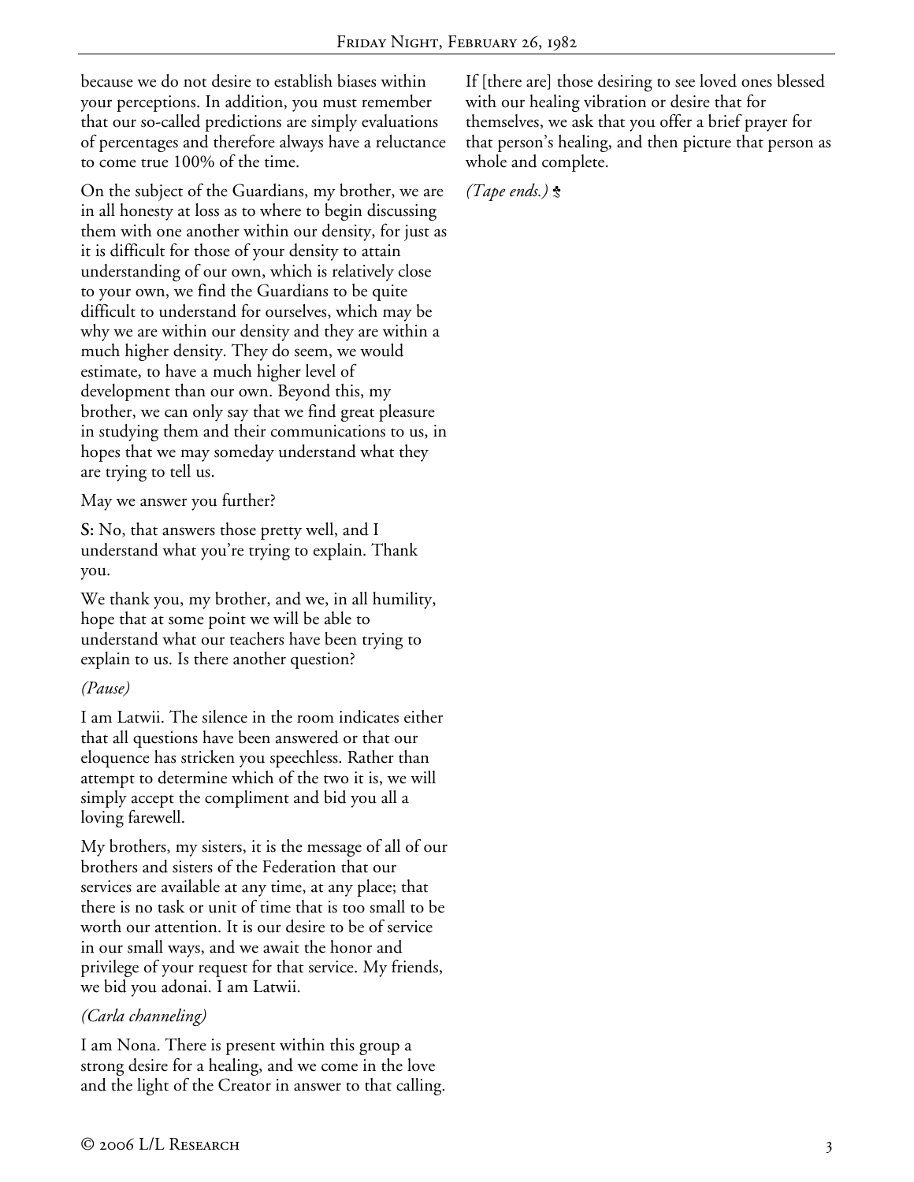because we do not desire to establish biases within your perceptions. In addition, you must remember that our so-called predictions are simply evaluations of percentages and therefore always have a reluctance to come true 100% of the time.

On the subject of the Guardians, my brother, we are in all honesty at loss as to where to begin discussing them with one another within our density, for just as it is difficult for those of your density to attain understanding of our own, which is relatively close to your own, we find the Guardians to be quite difficult to understand for ourselves, which may be why we are within our density and they are within a much higher density. They do seem, we would estimate, to have a much higher level of development than our own. Beyond this, my brother, we can only say that we find great pleasure in studying them and their communications to us, in hopes that we may someday understand what they are trying to tell us.

May we answer you further?

**S:** No, that answers those pretty well, and I understand what you're trying to explain. Thank you.

We thank you, my brother, and we, in all humility, hope that at some point we will be able to understand what our teachers have been trying to explain to us. Is there another question?

*(Pause)*

I am Latwii. The silence in the room indicates either that all questions have been answered or that our eloquence has stricken you speechless. Rather than attempt to determine which of the two it is, we will simply accept the compliment and bid you all a loving farewell.

My brothers, my sisters, it is the message of all of our brothers and sisters of the Federation that our services are available at any time, at any place; that there is no task or unit of time that is too small to be worth our attention. It is our desire to be of service in our small ways, and we await the honor and privilege of your request for that service. My friends, we bid you adonai. I am Latwii.

*(Carla channeling)*

I am Nona. There is present within this group a strong desire for a healing, and we come in the love and the light of the Creator in answer to that calling. If [there are] those desiring to see loved ones blessed with our healing vibration or desire that for themselves, we ask that you offer a brief prayer for that person's healing, and then picture that person as whole and complete.

*(Tape ends.)*